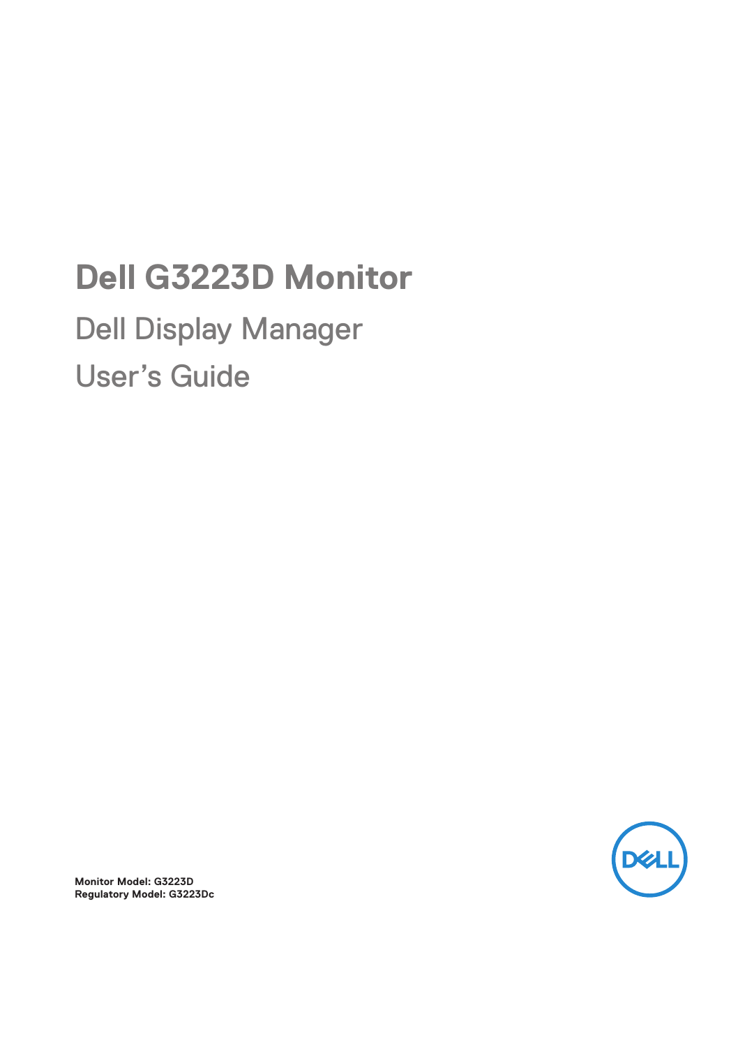# Dell G3223D Monitor

## Dell Display Manager

## User's Guide

**Monitor Model: G3223D**
**Regulatory Model: G3223Dc**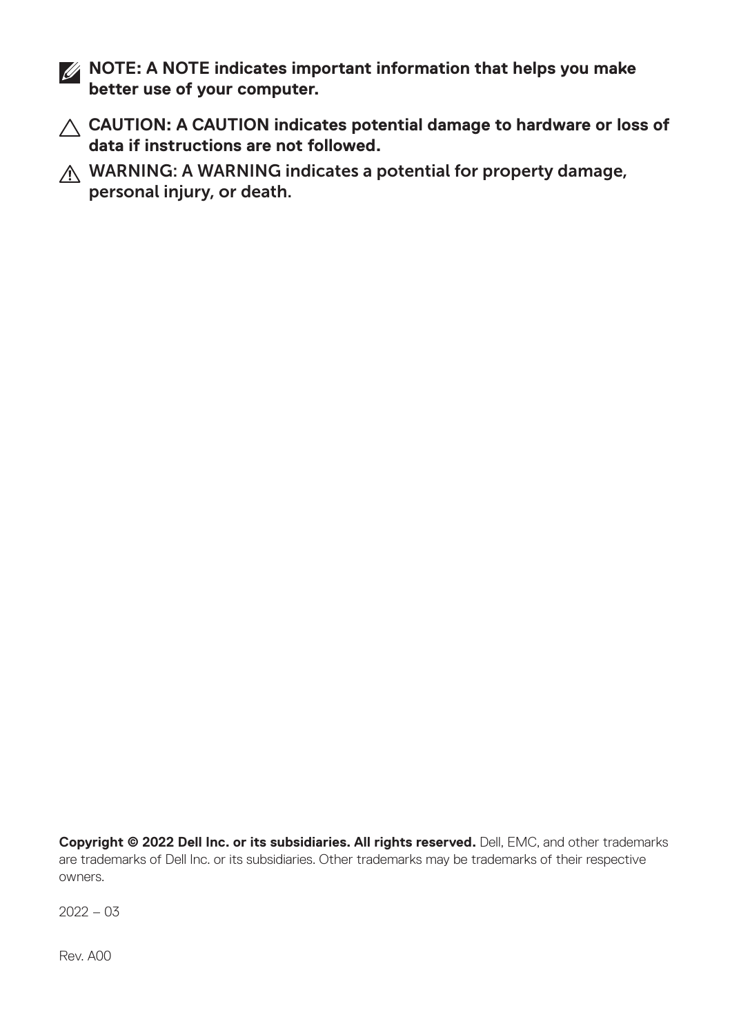**NOTE: A NOTE indicates important information that helps you make better use of your computer.**

**CAUTION: A CAUTION indicates potential damage to hardware or loss of data if instructions are not followed.**

**WARNING: A WARNING indicates a potential for property damage, personal injury, or death.**

**Copyright © 2022 Dell Inc. or its subsidiaries. All rights reserved.** Dell, EMC, and other trademarks are trademarks of Dell Inc. or its subsidiaries. Other trademarks may be trademarks of their respective owners.

2022 – 03

Rev. A00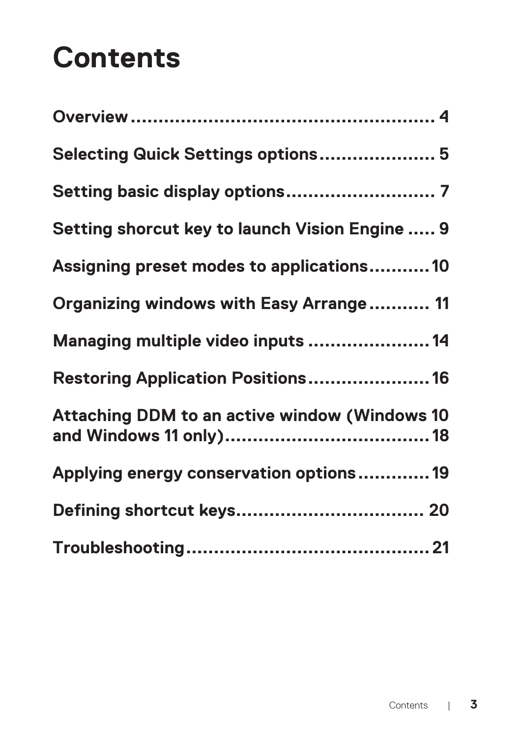# Contents

Overview .......................................................... 4

Selecting Quick Settings options..................... 5

Setting basic display options........................... 7

Setting shorcut key to launch Vision Engine ..... 9

Assigning preset modes to applications...........10

Organizing windows with Easy Arrange........... 11

Managing multiple video inputs .......................14

Restoring Application Positions.......................16

Attaching DDM to an active window (Windows 10 and Windows 11 only)......................................18

Applying energy conservation options.............19

Defining shortcut keys.................................. 20

Troubleshooting............................................21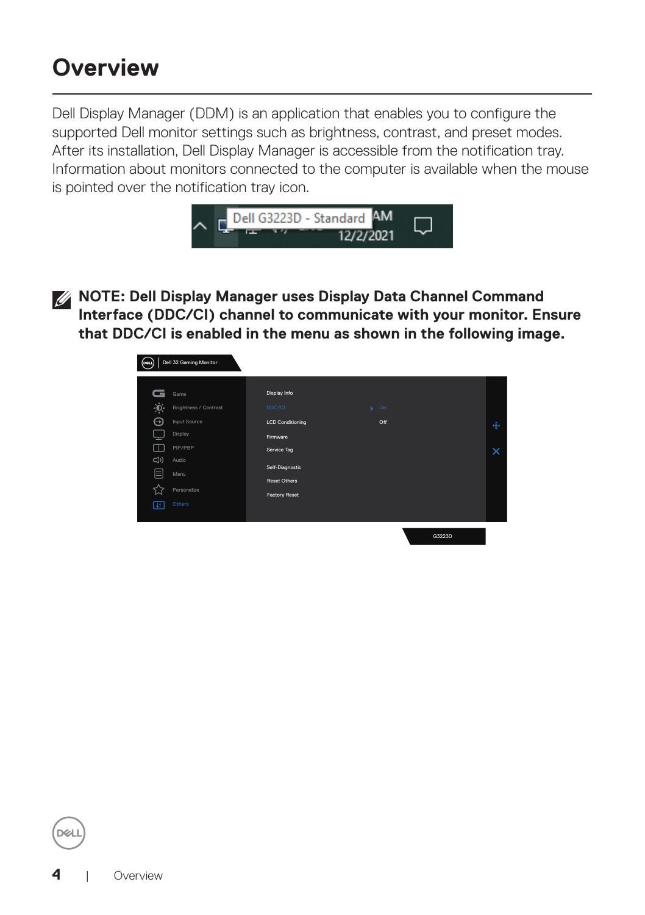# Overview

Dell Display Manager (DDM) is an application that enables you to configure the supported Dell monitor settings such as brightness, contrast, and preset modes. After its installation, Dell Display Manager is accessible from the notification tray. Information about monitors connected to the computer is available when the mouse is pointed over the notification tray icon.

**NOTE: Dell Display Manager uses Display Data Channel Command Interface (DDC/CI) channel to communicate with your monitor. Ensure that DDC/CI is enabled in the menu as shown in the following image.**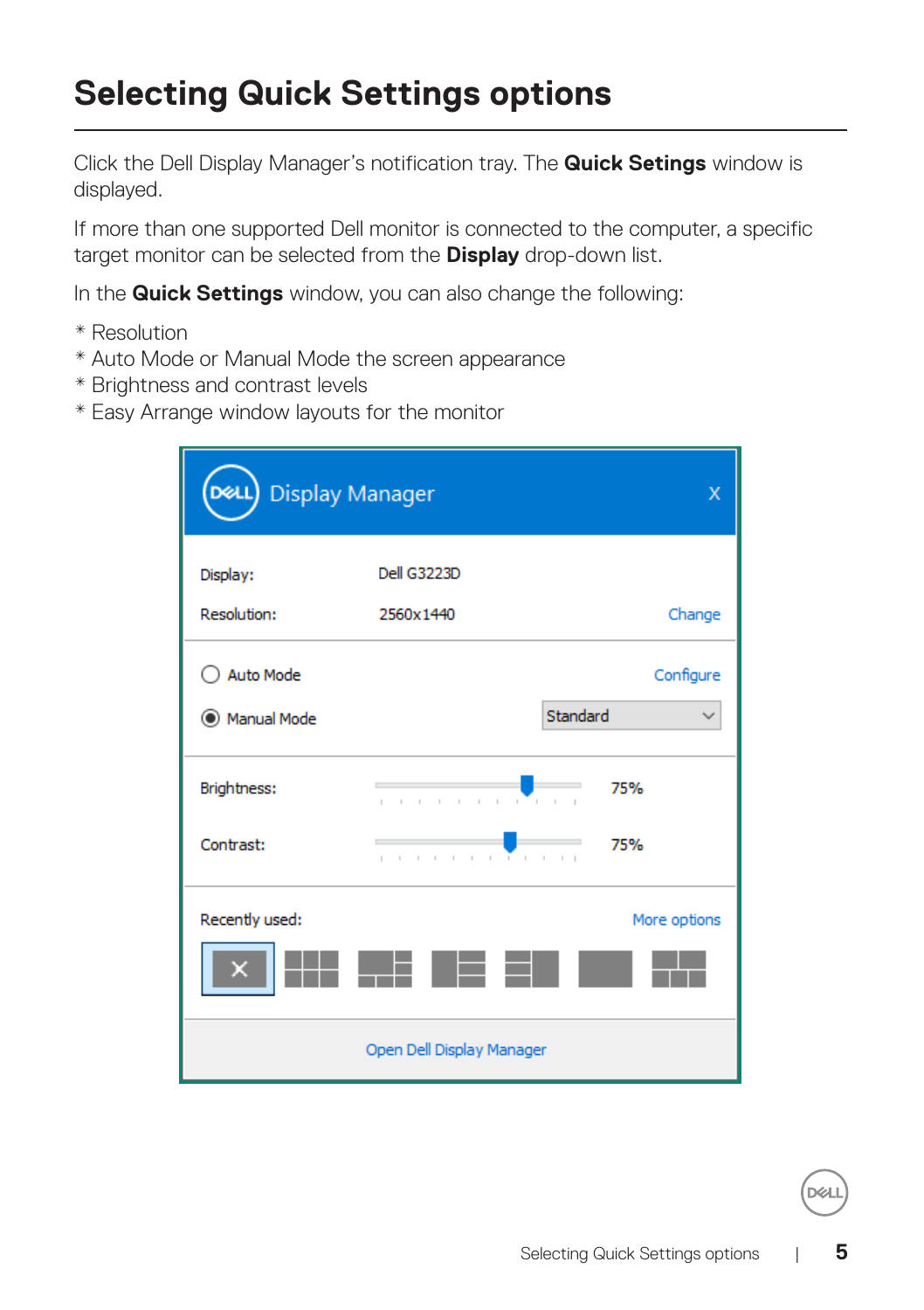# Selecting Quick Settings options

Click the Dell Display Manager's notification tray. The **Quick Setings** window is displayed.

If more than one supported Dell monitor is connected to the computer, a specific target monitor can be selected from the **Display** drop-down list.

In the **Quick Settings** window, you can also change the following:

* Resolution
* Auto Mode or Manual Mode the screen appearance
* Brightness and contrast levels
* Easy Arrange window layouts for the monitor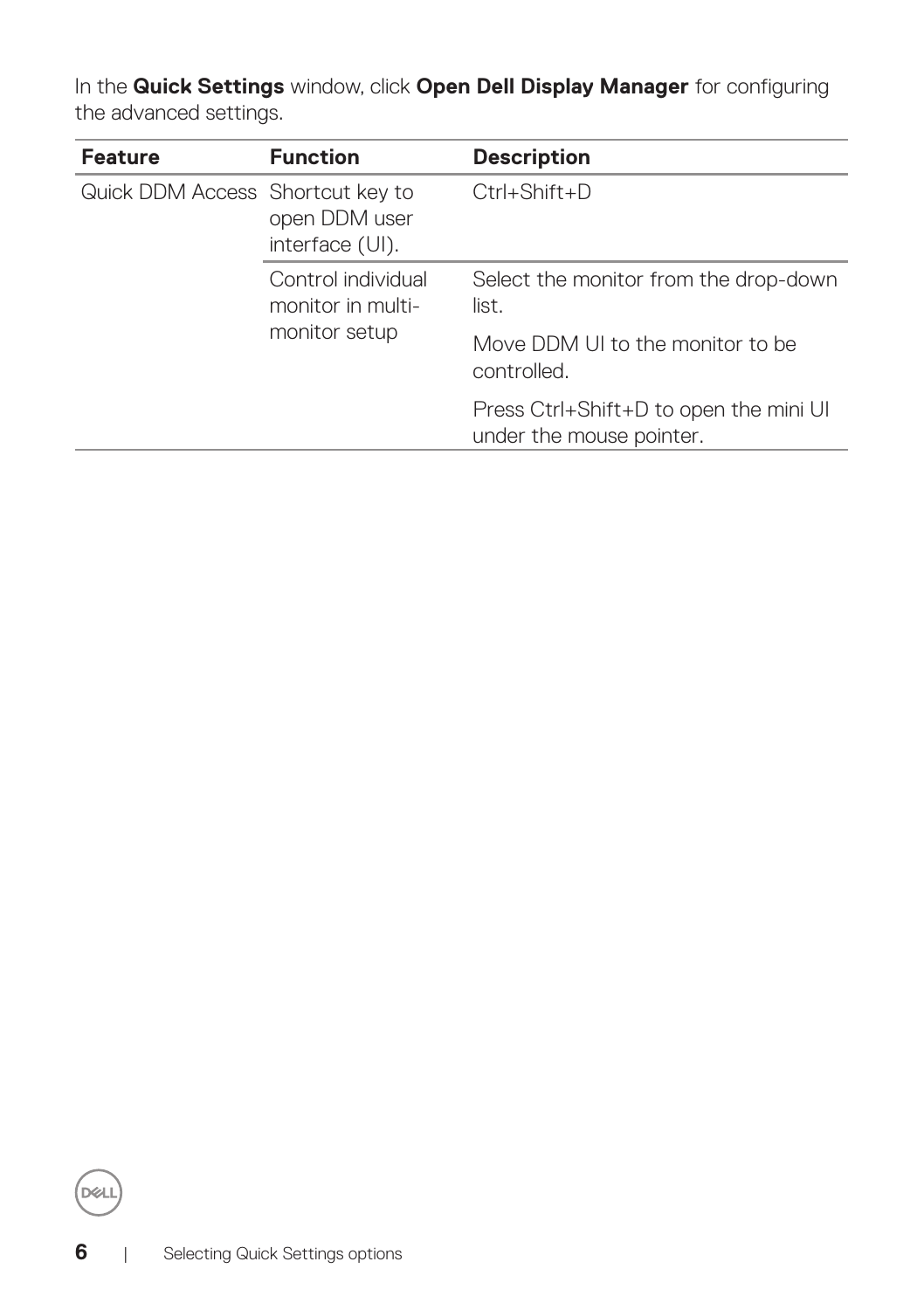In the **Quick Settings** window, click **Open Dell Display Manager** for configuring the advanced settings.

| Feature | Function | Description |
| --- | --- | --- |
| Quick DDM Access | Shortcut key to open DDM user interface (UI). | Ctrl+Shift+D |
| | Control individual monitor in multi-monitor setup | Select the monitor from the drop-down list. |
| | | Move DDM UI to the monitor to be controlled. |
| | | Press Ctrl+Shift+D to open the mini UI under the mouse pointer. |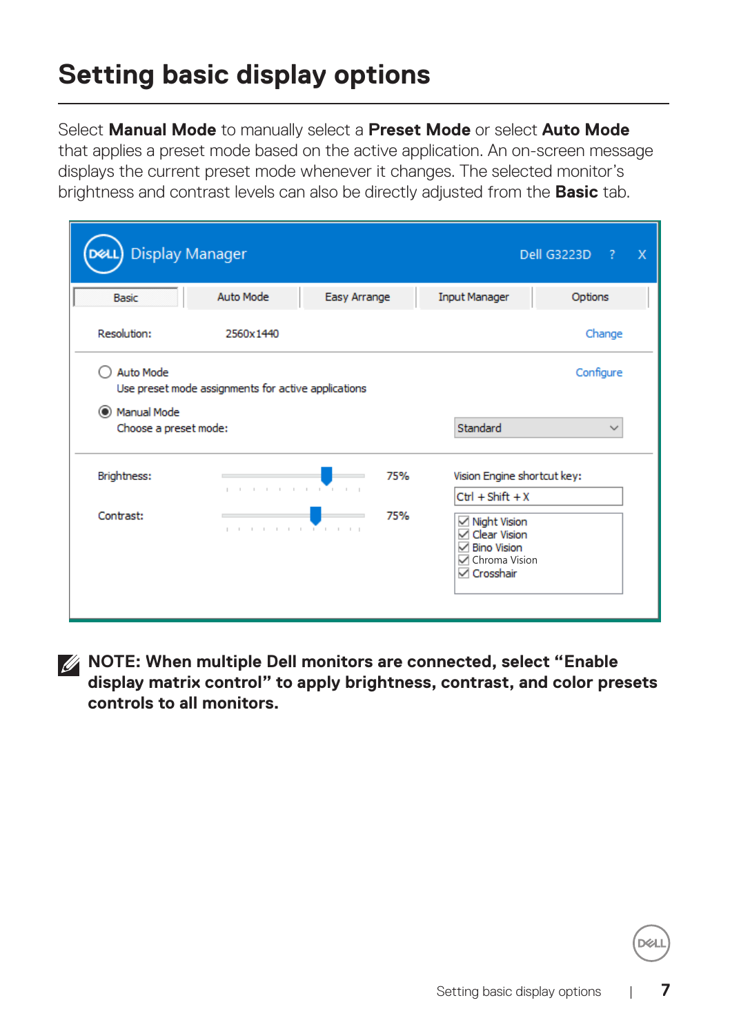# Setting basic display options

Select **Manual Mode** to manually select a **Preset Mode** or select **Auto Mode** that applies a preset mode based on the active application. An on-screen message displays the current preset mode whenever it changes. The selected monitor's brightness and contrast levels can also be directly adjusted from the **Basic** tab.

**NOTE: When multiple Dell monitors are connected, select "Enable display matrix control" to apply brightness, contrast, and color presets controls to all monitors.**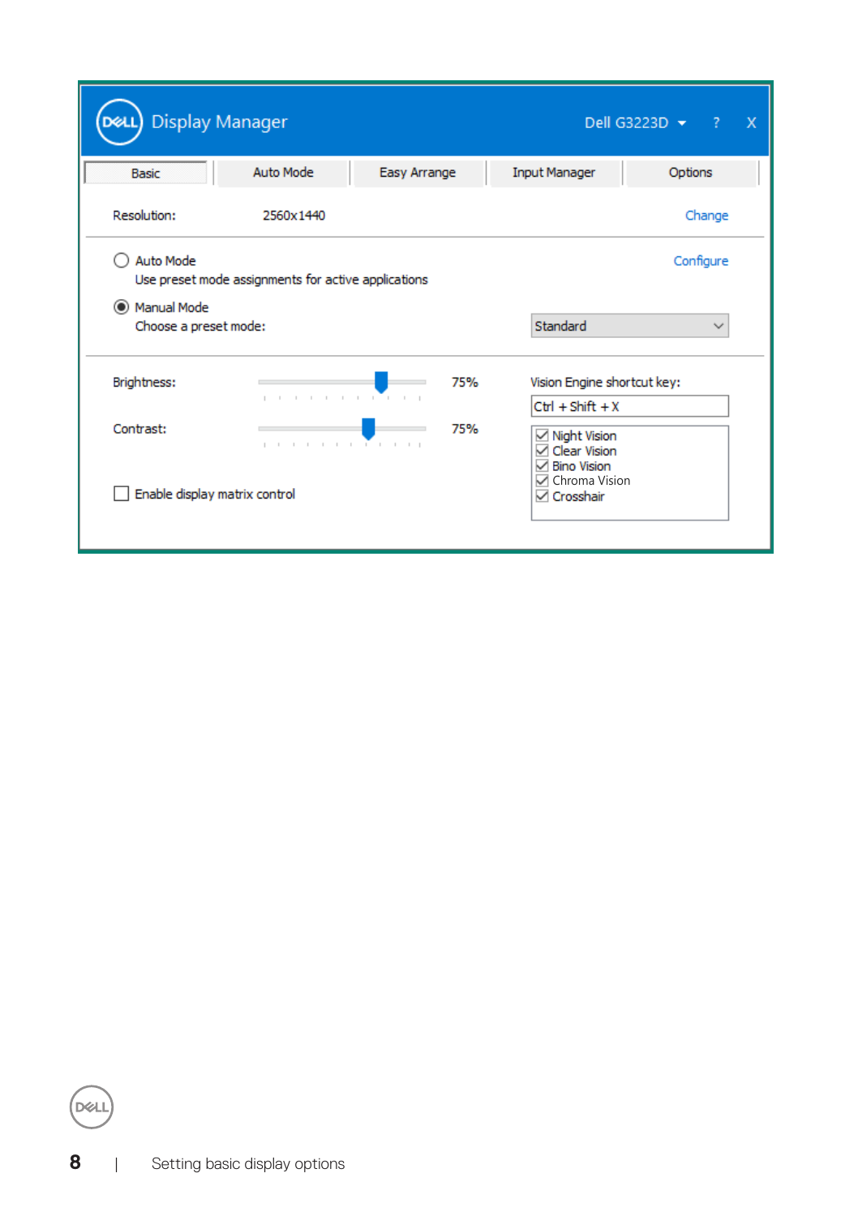Display Manager

Dell G3223D ? X

Basic | Auto Mode | Easy Arrange | Input Manager | Options

Resolution: 2560x1440 Change

Auto Mode
Use preset mode assignments for active applications
Configure

Manual Mode
Choose a preset mode: Standard

Brightness: 75%

Contrast: 75%

Enable display matrix control

Vision Engine shortcut key:

Ctrl + Shift + X

- [x] Night Vision
- [x] Clear Vision
- [x] Bino Vision
- [x] Chroma Vision
- [x] Crosshair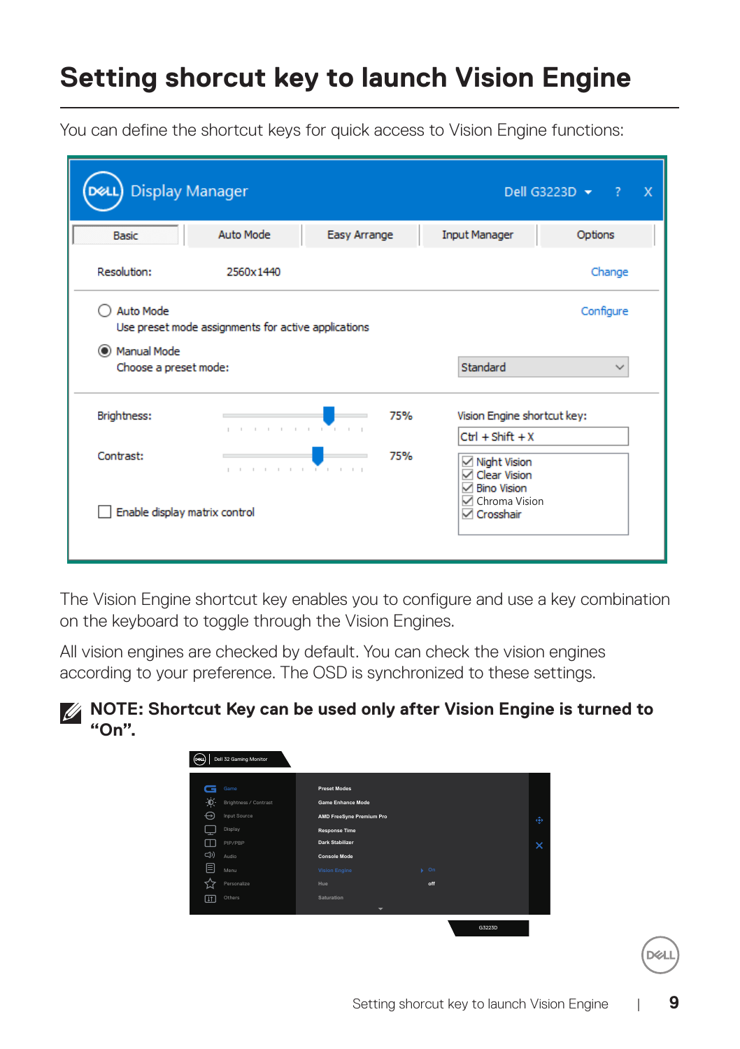# Setting shorcut key to launch Vision Engine

You can define the shortcut keys for quick access to Vision Engine functions:

The Vision Engine shortcut key enables you to configure and use a key combination on the keyboard to toggle through the Vision Engines.

All vision engines are checked by default. You can check the vision engines according to your preference. The OSD is synchronized to these settings.

**NOTE: Shortcut Key can be used only after Vision Engine is turned to "On".**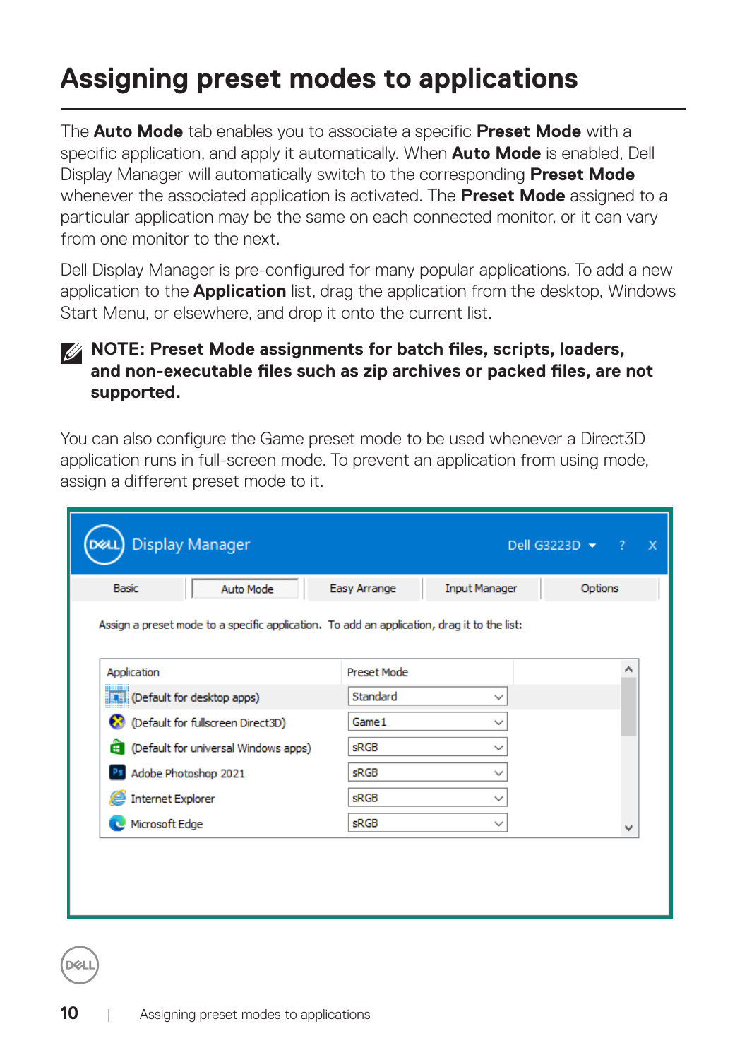# Assigning preset modes to applications

The **Auto Mode** tab enables you to associate a specific **Preset Mode** with a specific application, and apply it automatically. When **Auto Mode** is enabled, Dell Display Manager will automatically switch to the corresponding **Preset Mode** whenever the associated application is activated. The **Preset Mode** assigned to a particular application may be the same on each connected monitor, or it can vary from one monitor to the next.

Dell Display Manager is pre-configured for many popular applications. To add a new application to the **Application** list, drag the application from the desktop, Windows Start Menu, or elsewhere, and drop it onto the current list.

**NOTE: Preset Mode assignments for batch files, scripts, loaders, and non-executable files such as zip archives or packed files, are not supported.**

You can also configure the Game preset mode to be used whenever a Direct3D application runs in full-screen mode. To prevent an application from using mode, assign a different preset mode to it.

Display Manager — Dell G3223D

Basic | Auto Mode | Easy Arrange | Input Manager | Options

Assign a preset mode to a specific application. To add an application, drag it to the list:

| Application | Preset Mode |
| --- | --- |
| (Default for desktop apps) | Standard |
| (Default for fullscreen Direct3D) | Game 1 |
| (Default for universal Windows apps) | sRGB |
| Adobe Photoshop 2021 | sRGB |
| Internet Explorer | sRGB |
| Microsoft Edge | sRGB |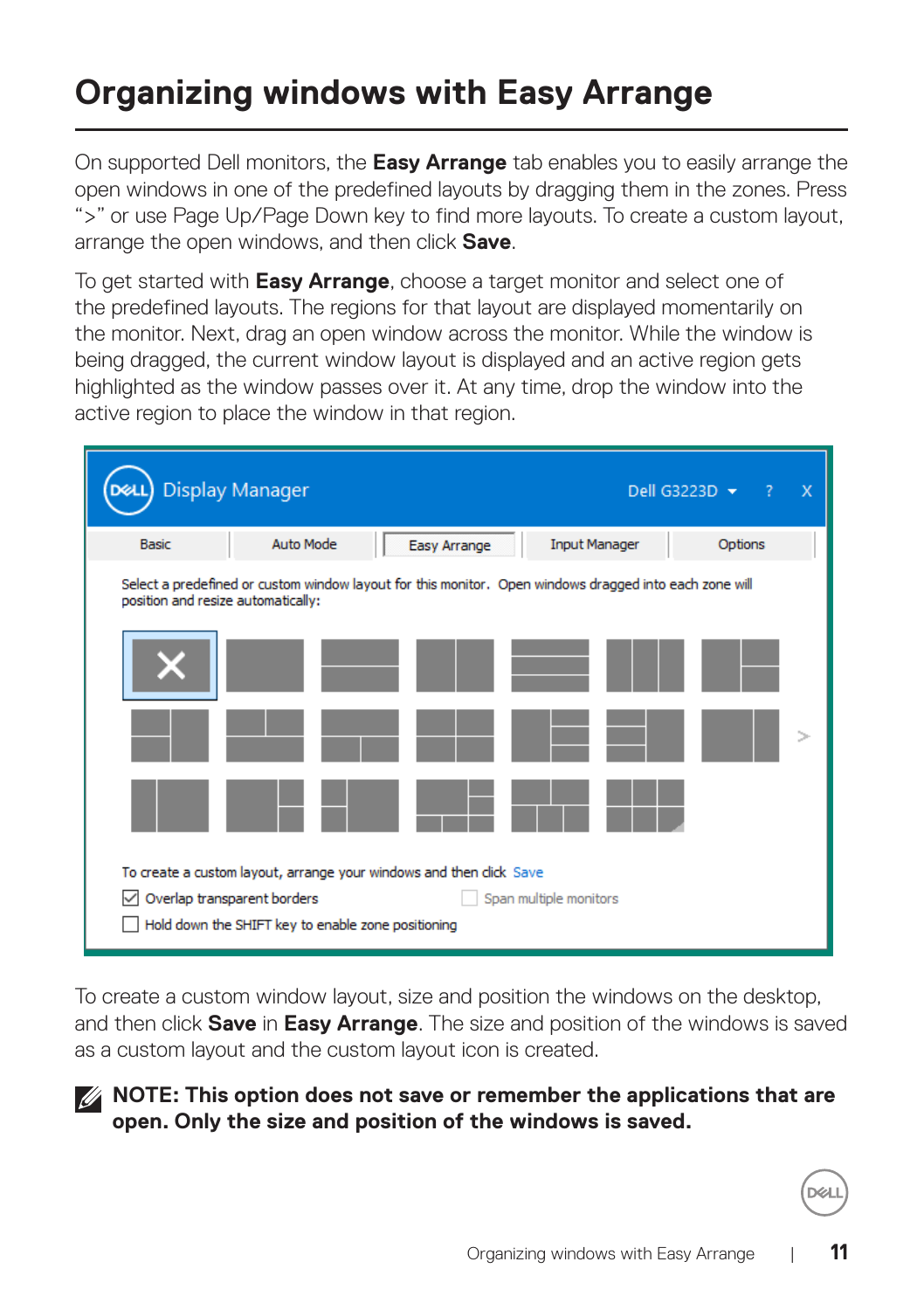# Organizing windows with Easy Arrange

On supported Dell monitors, the **Easy Arrange** tab enables you to easily arrange the open windows in one of the predefined layouts by dragging them in the zones. Press ">" or use Page Up/Page Down key to find more layouts. To create a custom layout, arrange the open windows, and then click **Save**.

To get started with **Easy Arrange**, choose a target monitor and select one of the predefined layouts. The regions for that layout are displayed momentarily on the monitor. Next, drag an open window across the monitor. While the window is being dragged, the current window layout is displayed and an active region gets highlighted as the window passes over it. At any time, drop the window into the active region to place the window in that region.

To create a custom window layout, size and position the windows on the desktop, and then click **Save** in **Easy Arrange**. The size and position of the windows is saved as a custom layout and the custom layout icon is created.

**NOTE: This option does not save or remember the applications that are open. Only the size and position of the windows is saved.**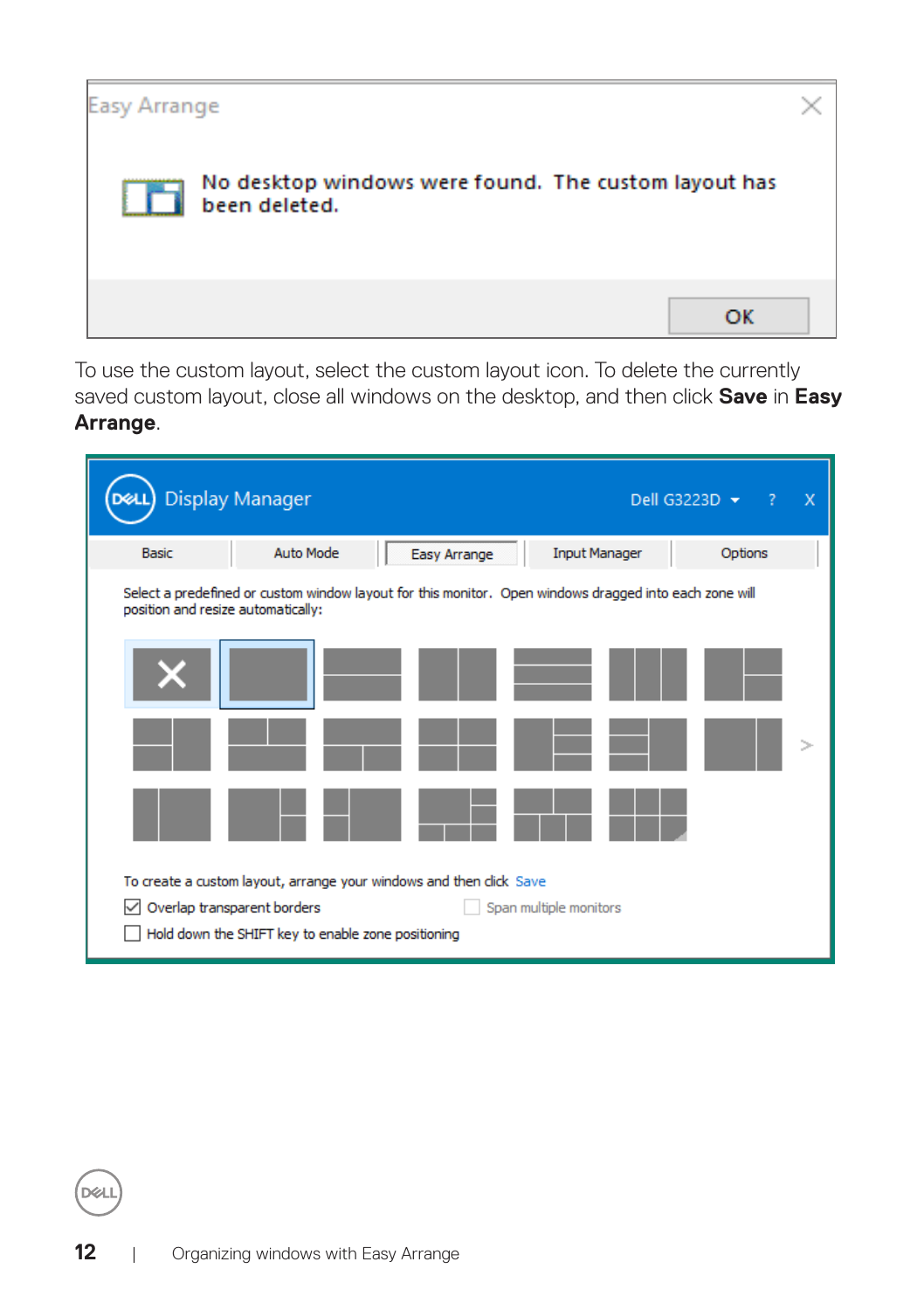To use the custom layout, select the custom layout icon. To delete the currently saved custom layout, close all windows on the desktop, and then click **Save** in **Easy Arrange**.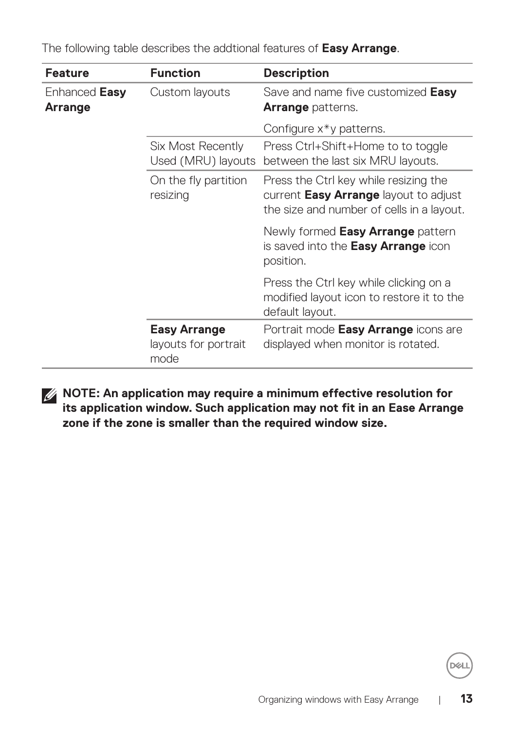The following table describes the addtional features of **Easy Arrange**.

| Feature | Function | Description |
|---|---|---|
| Enhanced **Easy Arrange** | Custom layouts | Save and name five customized **Easy Arrange** patterns.<br><br>Configure x*y patterns. |
| | Six Most Recently Used (MRU) layouts | Press Ctrl+Shift+Home to to toggle between the last six MRU layouts. |
| | On the fly partition resizing | Press the Ctrl key while resizing the current **Easy Arrange** layout to adjust the size and number of cells in a layout.<br><br>Newly formed **Easy Arrange** pattern is saved into the **Easy Arrange** icon position.<br><br>Press the Ctrl key while clicking on a modified layout icon to restore it to the default layout. |
| | **Easy Arrange** layouts for portrait mode | Portrait mode **Easy Arrange** icons are displayed when monitor is rotated. |

**NOTE: An application may require a minimum effective resolution for its application window. Such application may not fit in an Ease Arrange zone if the zone is smaller than the required window size.**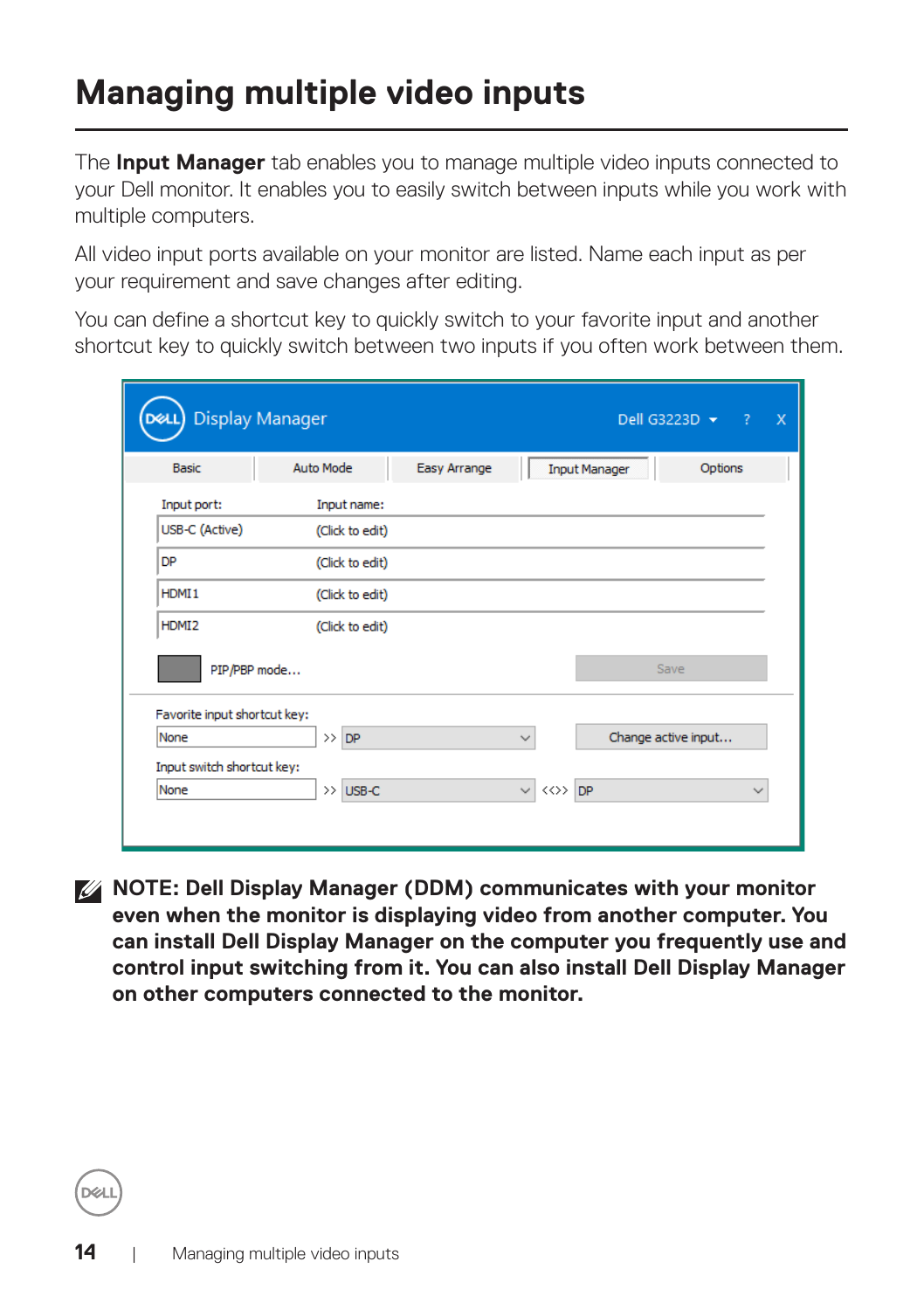# Managing multiple video inputs

The **Input Manager** tab enables you to manage multiple video inputs connected to your Dell monitor. It enables you to easily switch between inputs while you work with multiple computers.

All video input ports available on your monitor are listed. Name each input as per your requirement and save changes after editing.

You can define a shortcut key to quickly switch to your favorite input and another shortcut key to quickly switch between two inputs if you often work between them.

**NOTE: Dell Display Manager (DDM) communicates with your monitor even when the monitor is displaying video from another computer. You can install Dell Display Manager on the computer you frequently use and control input switching from it. You can also install Dell Display Manager on other computers connected to the monitor.**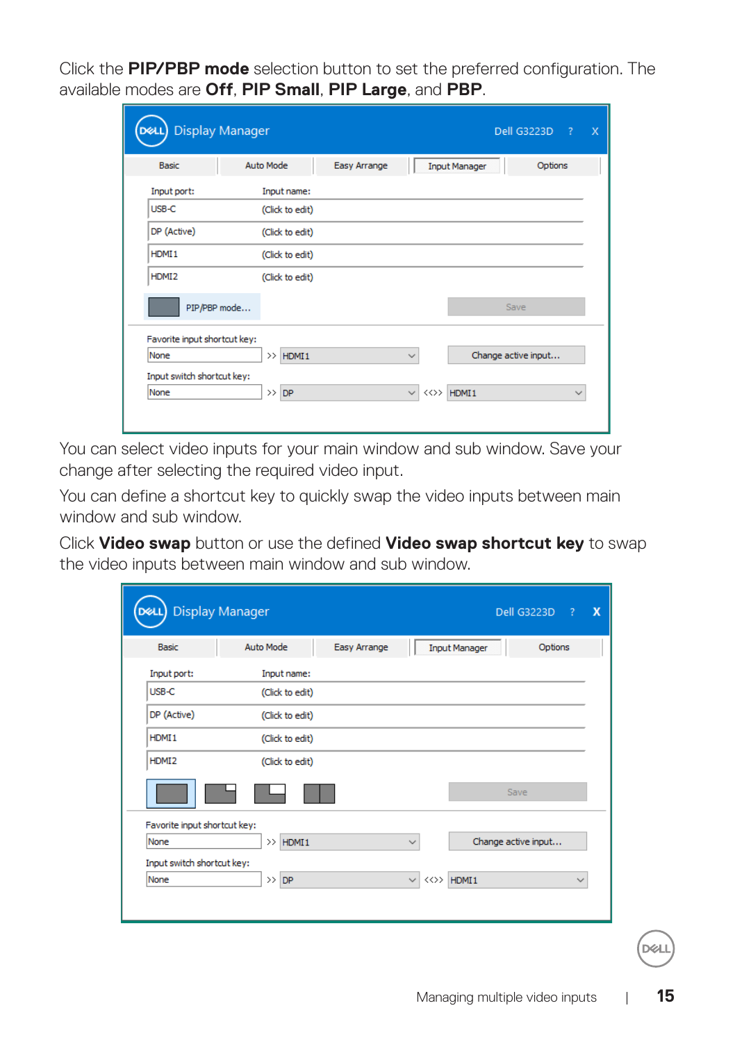Click the **PIP/PBP mode** selection button to set the preferred configuration. The available modes are **Off**, **PIP Small**, **PIP Large**, and **PBP**.

You can select video inputs for your main window and sub window. Save your change after selecting the required video input.

You can define a shortcut key to quickly swap the video inputs between main window and sub window.

Click **Video swap** button or use the defined **Video swap shortcut key** to swap the video inputs between main window and sub window.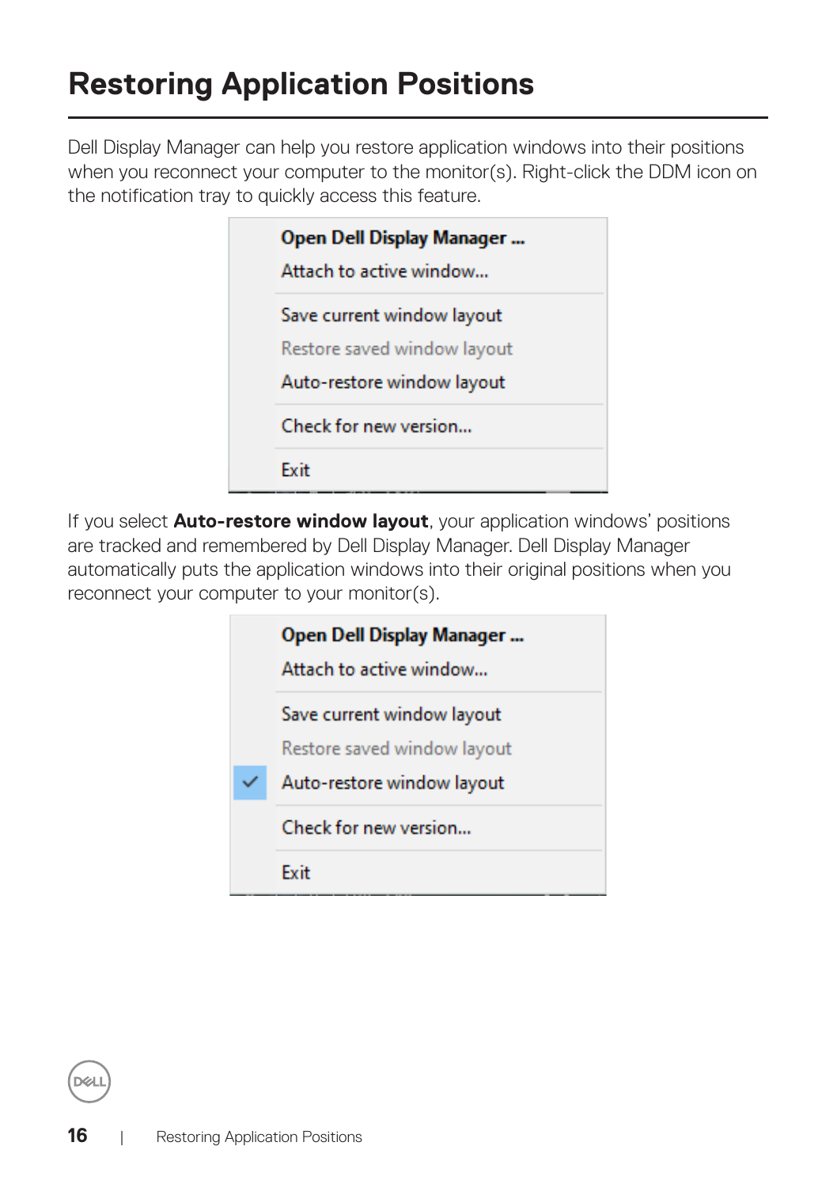# Restoring Application Positions

Dell Display Manager can help you restore application windows into their positions when you reconnect your computer to the monitor(s). Right-click the DDM icon on the notification tray to quickly access this feature.

If you select **Auto-restore window layout**, your application windows' positions are tracked and remembered by Dell Display Manager. Dell Display Manager automatically puts the application windows into their original positions when you reconnect your computer to your monitor(s).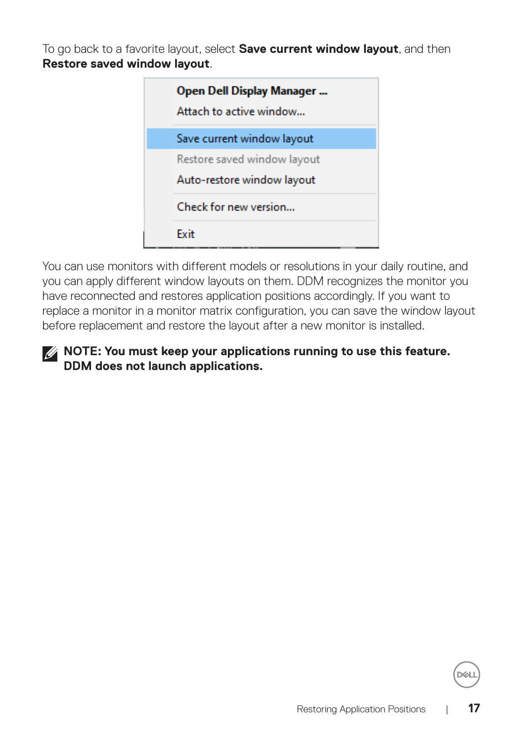To go back to a favorite layout, select **Save current window layout**, and then **Restore saved window layout**.

You can use monitors with different models or resolutions in your daily routine, and you can apply different window layouts on them. DDM recognizes the monitor you have reconnected and restores application positions accordingly. If you want to replace a monitor in a monitor matrix configuration, you can save the window layout before replacement and restore the layout after a new monitor is installed.

**NOTE: You must keep your applications running to use this feature. DDM does not launch applications.**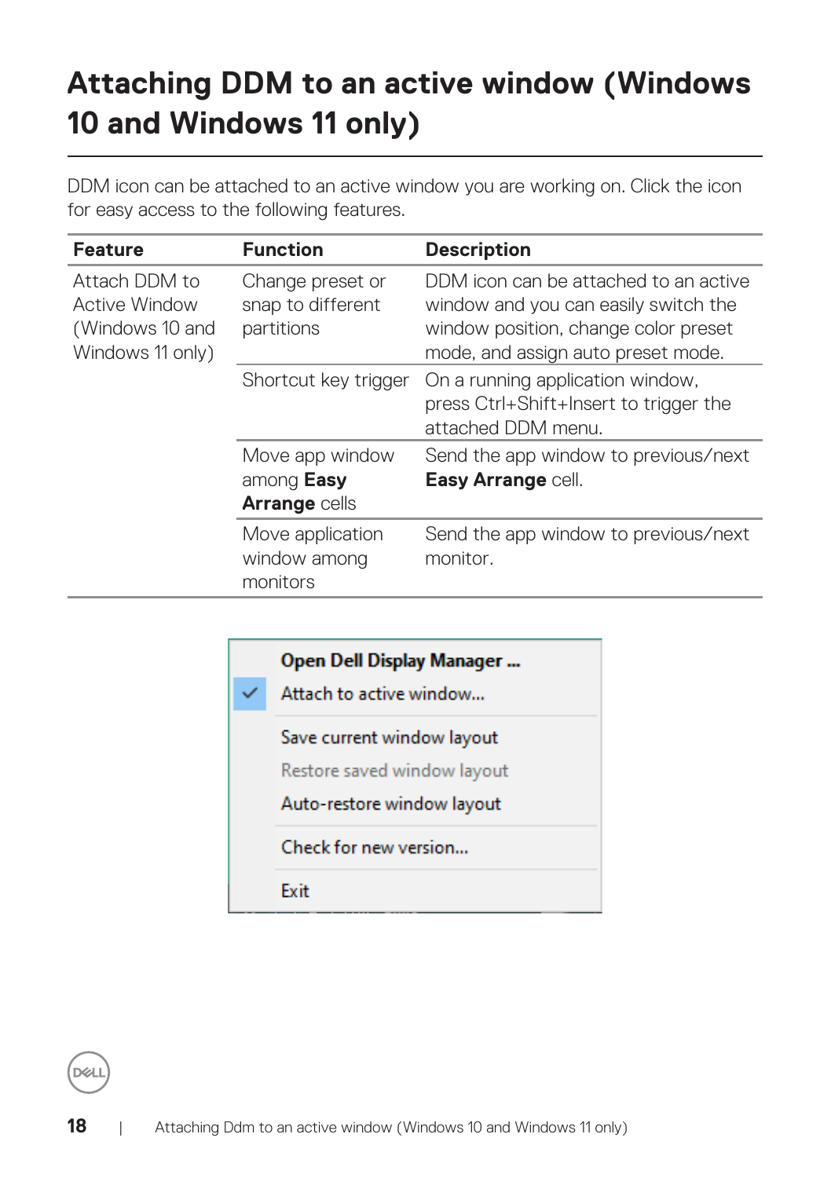# Attaching DDM to an active window (Windows 10 and Windows 11 only)

DDM icon can be attached to an active window you are working on. Click the icon for easy access to the following features.

| Feature | Function | Description |
|---|---|---|
| Attach DDM to Active Window (Windows 10 and Windows 11 only) | Change preset or snap to different partitions | DDM icon can be attached to an active window and you can easily switch the window position, change color preset mode, and assign auto preset mode. |
| | Shortcut key trigger | On a running application window, press Ctrl+Shift+Insert to trigger the attached DDM menu. |
| | Move app window among **Easy Arrange** cells | Send the app window to previous/next **Easy Arrange** cell. |
| | Move application window among monitors | Send the app window to previous/next monitor. |

**Open Dell Display Manager ...**

✓ Attach to active window...

Save current window layout

Restore saved window layout

Auto-restore window layout

Check for new version...

Exit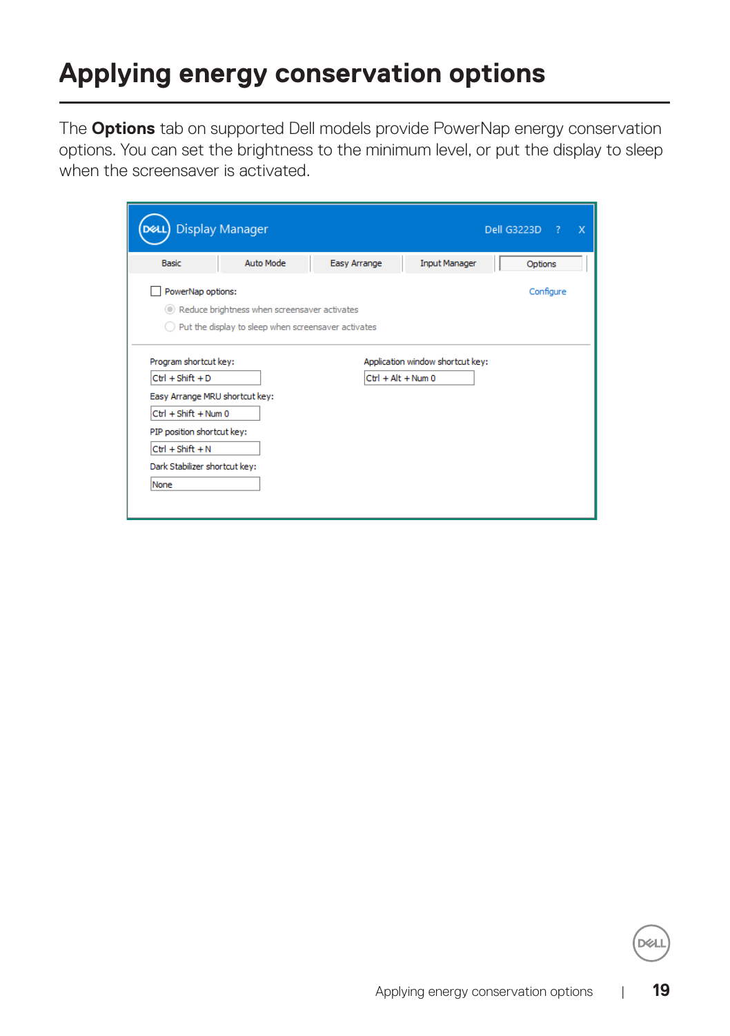# Applying energy conservation options

The **Options** tab on supported Dell models provide PowerNap energy conservation options. You can set the brightness to the minimum level, or put the display to sleep when the screensaver is activated.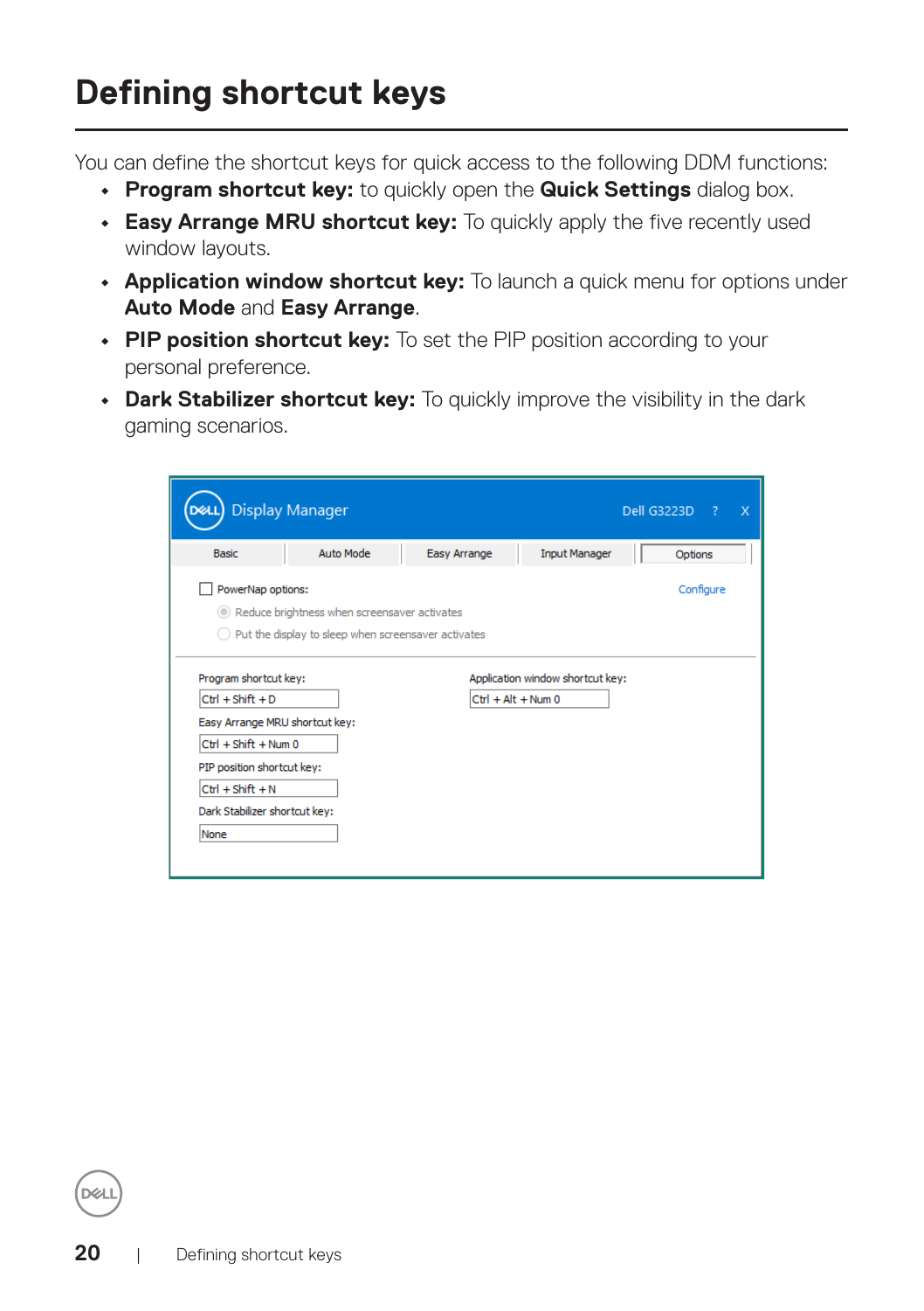# Defining shortcut keys

You can define the shortcut keys for quick access to the following DDM functions:

- **Program shortcut key:** to quickly open the **Quick Settings** dialog box.
- **Easy Arrange MRU shortcut key:** To quickly apply the five recently used window layouts.
- **Application window shortcut key:** To launch a quick menu for options under **Auto Mode** and **Easy Arrange**.
- **PIP position shortcut key:** To set the PIP position according to your personal preference.
- **Dark Stabilizer shortcut key:** To quickly improve the visibility in the dark gaming scenarios.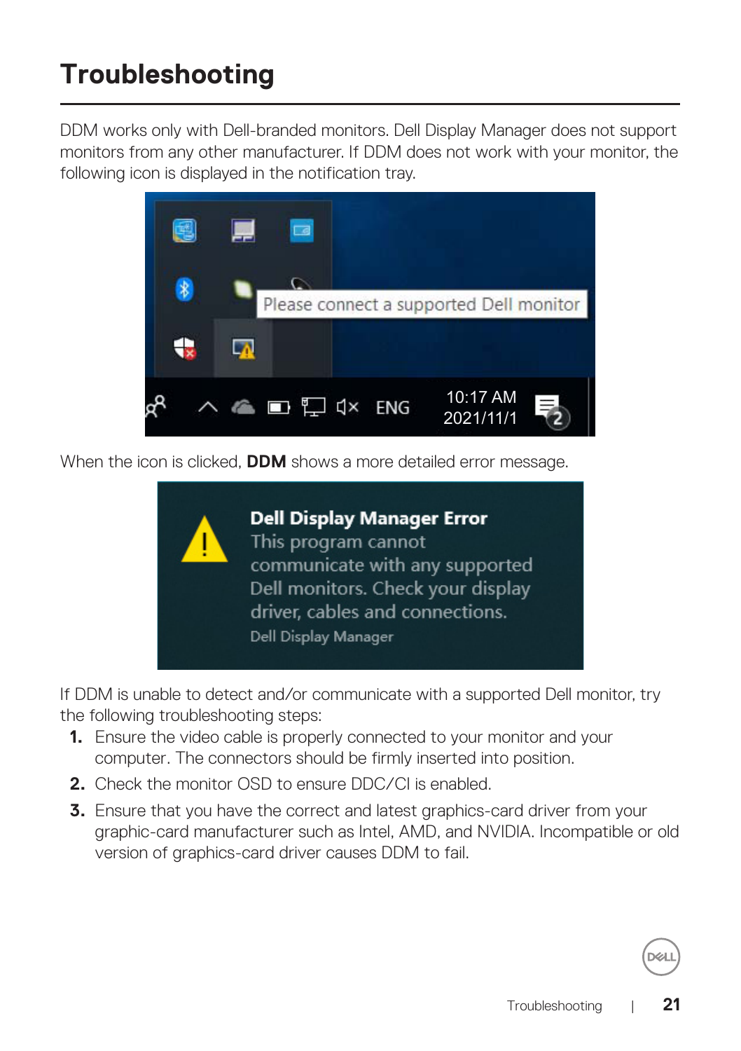# Troubleshooting

DDM works only with Dell-branded monitors. Dell Display Manager does not support monitors from any other manufacturer. If DDM does not work with your monitor, the following icon is displayed in the notification tray.

When the icon is clicked, **DDM** shows a more detailed error message.

If DDM is unable to detect and/or communicate with a supported Dell monitor, try the following troubleshooting steps:

1. Ensure the video cable is properly connected to your monitor and your computer. The connectors should be firmly inserted into position.
2. Check the monitor OSD to ensure DDC/CI is enabled.
3. Ensure that you have the correct and latest graphics-card driver from your graphic-card manufacturer such as Intel, AMD, and NVIDIA. Incompatible or old version of graphics-card driver causes DDM to fail.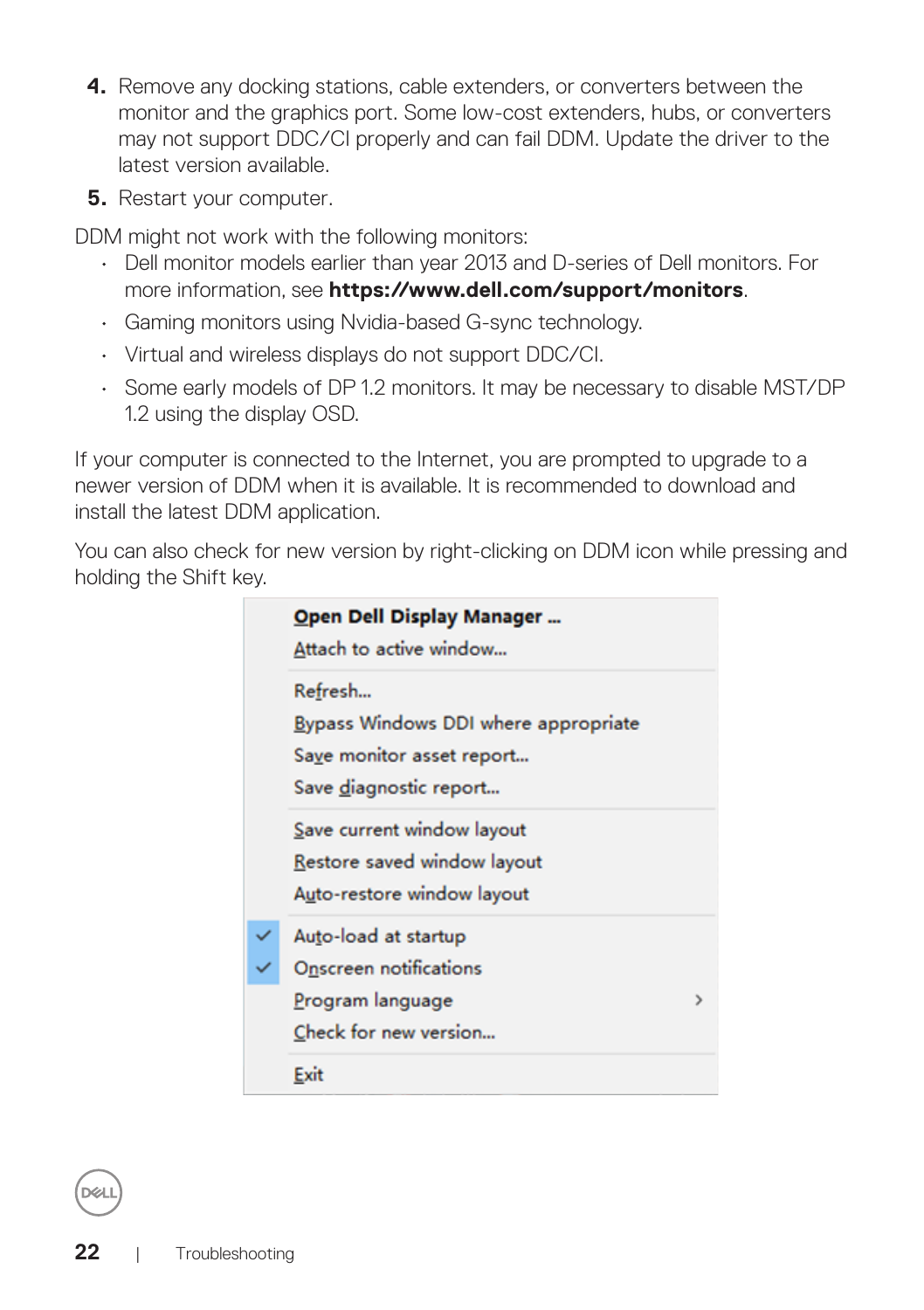4. Remove any docking stations, cable extenders, or converters between the monitor and the graphics port. Some low-cost extenders, hubs, or converters may not support DDC/CI properly and can fail DDM. Update the driver to the latest version available.
5. Restart your computer.

DDM might not work with the following monitors:

- Dell monitor models earlier than year 2013 and D-series of Dell monitors. For more information, see **https://www.dell.com/support/monitors**.
- Gaming monitors using Nvidia-based G-sync technology.
- Virtual and wireless displays do not support DDC/CI.
- Some early models of DP 1.2 monitors. It may be necessary to disable MST/DP 1.2 using the display OSD.

If your computer is connected to the Internet, you are prompted to upgrade to a newer version of DDM when it is available. It is recommended to download and install the latest DDM application.

You can also check for new version by right-clicking on DDM icon while pressing and holding the Shift key.

**Open Dell Display Manager ...**
Attach to active window...

Refresh...
Bypass Windows DDI where appropriate
Save monitor asset report...
Save diagnostic report...

Save current window layout
Restore saved window layout
Auto-restore window layout

✓ Auto-load at startup
✓ Onscreen notifications
Program language ›
Check for new version...

Exit